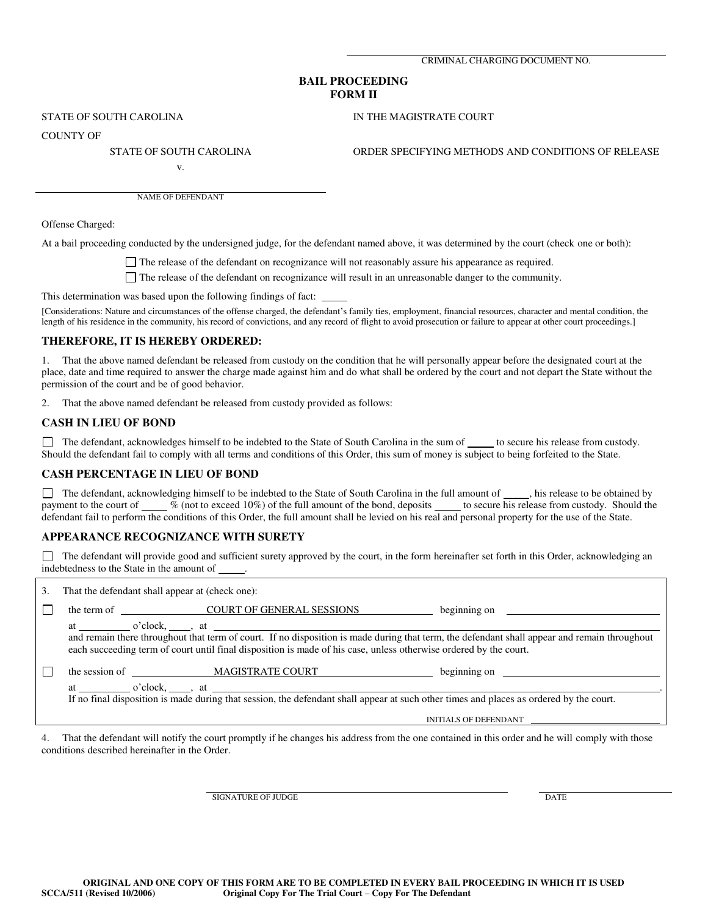\_\_\_\_\_\_\_\_\_\_\_\_\_\_\_\_\_\_\_\_\_\_\_\_\_\_\_\_\_\_\_\_\_\_\_\_\_\_\_\_

CRIMINAL CHARGING DOCUMENT NO.

# BAIL PROCEEDING
# FORM II

STATE OF SOUTH CAROLINA — IN THE MAGISTRATE COURT

COUNTY OF

STATE OF SOUTH CAROLINA

v.

\_\_\_\_\_\_\_\_\_\_\_\_\_\_\_\_\_\_\_\_\_\_\_\_\_\_\_\_\_\_\_\_\_\_\_\_\_\_\_\_

NAME OF DEFENDANT

ORDER SPECIFYING METHODS AND CONDITIONS OF RELEASE

Offense Charged:

At a bail proceeding conducted by the undersigned judge, for the defendant named above, it was determined by the court (check one or both):

☐ The release of the defendant on recognizance will not reasonably assure his appearance as required.

☐ The release of the defendant on recognizance will result in an unreasonable danger to the community.

This determination was based upon the following findings of fact: \_\_\_\_\_

[Considerations: Nature and circumstances of the offense charged, the defendant's family ties, employment, financial resources, character and mental condition, the length of his residence in the community, his record of convictions, and any record of flight to avoid prosecution or failure to appear at other court proceedings.]

## THEREFORE, IT IS HEREBY ORDERED:

1. That the above named defendant be released from custody on the condition that he will personally appear before the designated court at the place, date and time required to answer the charge made against him and do what shall be ordered by the court and not depart the State without the permission of the court and be of good behavior.

2. That the above named defendant be released from custody provided as follows:

### CASH IN LIEU OF BOND

☐ The defendant, acknowledges himself to be indebted to the State of South Carolina in the sum of \_\_\_\_\_ to secure his release from custody. Should the defendant fail to comply with all terms and conditions of this Order, this sum of money is subject to being forfeited to the State.

### CASH PERCENTAGE IN LIEU OF BOND

☐ The defendant, acknowledging himself to be indebted to the State of South Carolina in the full amount of \_\_\_\_\_, his release to be obtained by payment to the court of \_\_\_\_\_ % (not to exceed 10%) of the full amount of the bond, deposits \_\_\_\_\_ to secure his release from custody. Should the defendant fail to perform the conditions of this Order, the full amount shall be levied on his real and personal property for the use of the State.

### APPEARANCE RECOGNIZANCE WITH SURETY

☐ The defendant will provide good and sufficient surety approved by the court, in the form hereinafter set forth in this Order, acknowledging an indebtedness to the State in the amount of \_\_\_\_\_.

3. That the defendant shall appear at (check one):

☐ the term of \_\_\_\_\_ COURT OF GENERAL SESSIONS \_\_\_\_\_ beginning on \_\_\_\_\_\_\_\_\_\_\_\_\_\_\_\_\_\_\_\_
at \_\_\_\_\_\_\_\_\_\_ o'clock, \_\_\_\_, at \_\_\_\_\_\_\_\_\_\_\_\_\_\_\_\_\_\_\_\_\_\_\_\_\_\_\_\_\_\_\_\_\_\_\_\_\_\_\_\_
and remain there throughout that term of court. If no disposition is made during that term, the defendant shall appear and remain throughout each succeeding term of court until final disposition is made of his case, unless otherwise ordered by the court.

☐ the session of \_\_\_\_\_ MAGISTRATE COURT \_\_\_\_\_ beginning on \_\_\_\_\_\_\_\_\_\_\_\_\_\_\_\_\_\_\_\_
at \_\_\_\_\_\_\_\_\_\_ o'clock, \_\_\_\_, at \_\_\_\_\_\_\_\_\_\_\_\_\_\_\_\_\_\_\_\_\_\_\_\_\_\_\_\_\_\_\_\_\_\_\_\_\_\_\_\_.
If no final disposition is made during that session, the defendant shall appear at such other times and places as ordered by the court.

INITIALS OF DEFENDANT \_\_\_\_\_\_\_\_\_\_\_\_\_\_\_\_\_\_\_\_

4. That the defendant will notify the court promptly if he changes his address from the one contained in this order and he will comply with those conditions described hereinafter in the Order.

\_\_\_\_\_\_\_\_\_\_\_\_\_\_\_\_\_\_\_\_\_\_\_\_\_\_\_\_\_\_\_\_\_\_\_\_\_\_\_\_ \_\_\_\_\_\_\_\_\_\_\_\_\_\_\_\_\_\_\_\_

SIGNATURE OF JUDGE — DATE

**ORIGINAL AND ONE COPY OF THIS FORM ARE TO BE COMPLETED IN EVERY BAIL PROCEEDING IN WHICH IT IS USED**

**SCCA/511 (Revised 10/2006)** — **Original Copy For The Trial Court – Copy For The Defendant**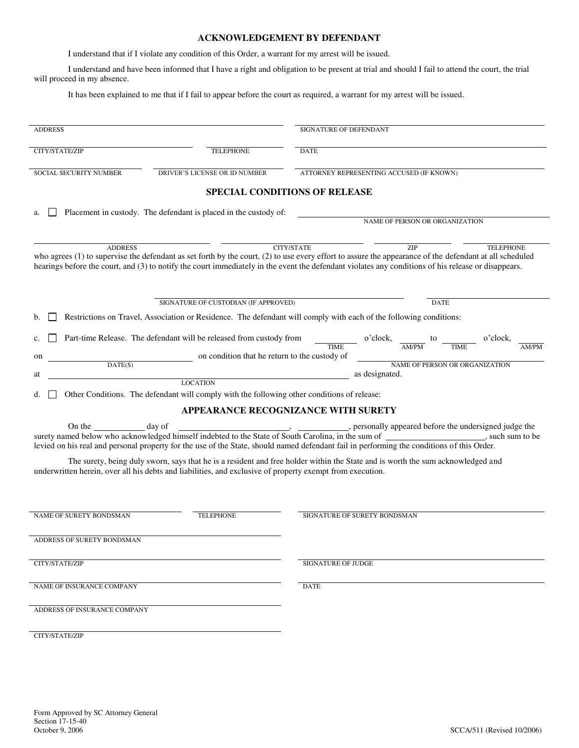## ACKNOWLEDGEMENT BY DEFENDANT

I understand that if I violate any condition of this Order, a warrant for my arrest will be issued.

I understand and have been informed that I have a right and obligation to be present at trial and should I fail to attend the court, the trial will proceed in my absence.

It has been explained to me that if I fail to appear before the court as required, a warrant for my arrest will be issued.

ADDRESS ______________________ SIGNATURE OF DEFENDANT ______________________

CITY/STATE/ZIP ______________ TELEPHONE ______________ DATE ______________________

SOCIAL SECURITY NUMBER ______________ DRIVER'S LICENSE OR ID NUMBER ______________ ATTORNEY REPRESENTING ACCUSED (IF KNOWN) ______________________

## SPECIAL CONDITIONS OF RELEASE

a. ☐ Placement in custody. The defendant is placed in the custody of: ______________________
NAME OF PERSON OR ORGANIZATION

______________ ADDRESS ______________ CITY/STATE ______________ ZIP ______________ TELEPHONE

who agrees (1) to supervise the defendant as set forth by the court, (2) to use every effort to assure the appearance of the defendant at all scheduled hearings before the court, and (3) to notify the court immediately in the event the defendant violates any conditions of his release or disappears.

______________________ SIGNATURE OF CUSTODIAN (IF APPROVED) ______________ DATE

b. ☐ Restrictions on Travel, Association or Residence. The defendant will comply with each of the following conditions:

c. ☐ Part-time Release. The defendant will be released from custody from ________ (TIME) o'clock, ________ (AM/PM) to ________ (TIME) o'clock, ________ (AM/PM)

on ______________ (DATE(S)) on condition that he return to the custody of ______________________ (NAME OF PERSON OR ORGANIZATION)

at ______________________ (LOCATION) as designated.

d. ☐ Other Conditions. The defendant will comply with the following other conditions of release:

## APPEARANCE RECOGNIZANCE WITH SURETY

On the ________ day of ______________, ________, personally appeared before the undersigned judge the surety named below who acknowledged himself indebted to the State of South Carolina, in the sum of ______________, such sum to be levied on his real and personal property for the use of the State, should named defendant fail in performing the conditions of this Order.

The surety, being duly sworn, says that he is a resident and free holder within the State and is worth the sum acknowledged and underwritten herein, over all his debts and liabilities, and exclusive of property exempt from execution.

NAME OF SURETY BONDSMAN ______________ TELEPHONE ______________ SIGNATURE OF SURETY BONDSMAN ______________________

ADDRESS OF SURETY BONDSMAN ______________________

CITY/STATE/ZIP ______________________ SIGNATURE OF JUDGE ______________________

NAME OF INSURANCE COMPANY ______________________ DATE ______________________

ADDRESS OF INSURANCE COMPANY ______________________

CITY/STATE/ZIP ______________________

Form Approved by SC Attorney General
Section 17-15-40
October 9, 2006

SCCA/511 (Revised 10/2006)